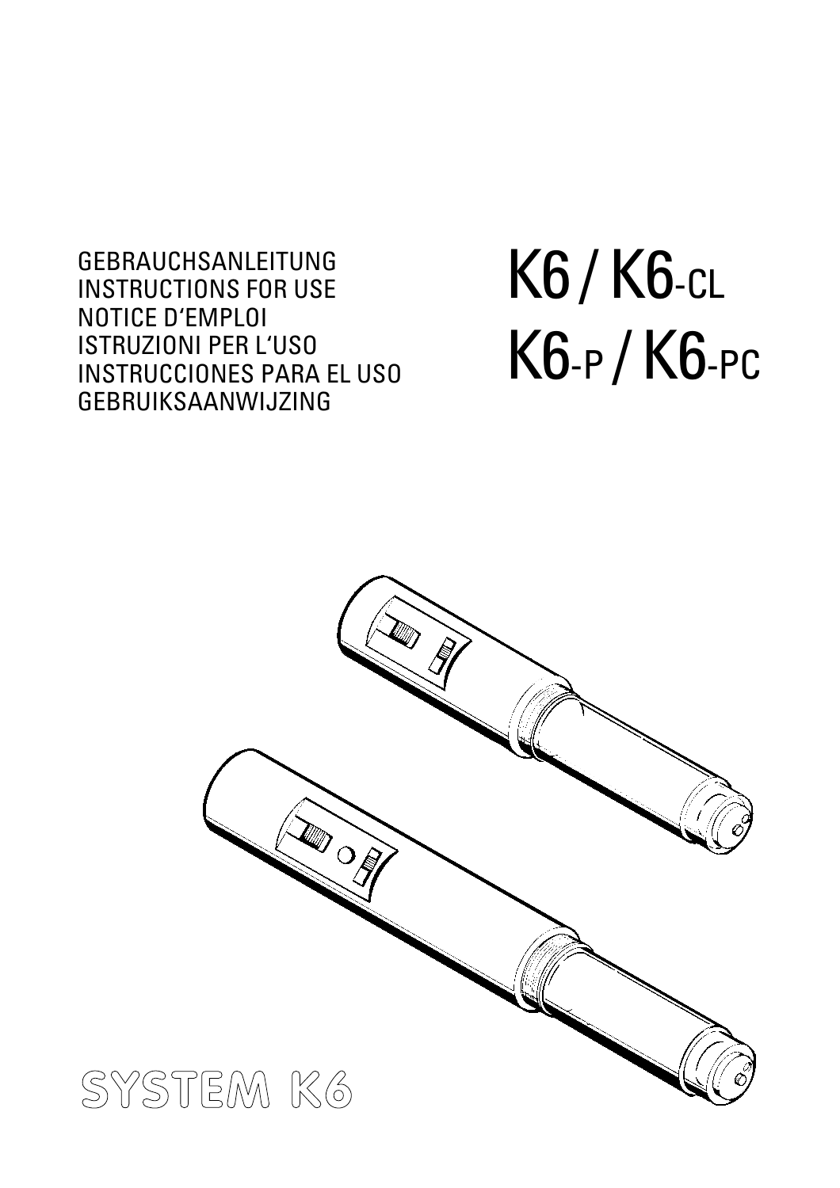GEBRAUCHSANLEITUNG
INSTRUCTIONS FOR USE
NOTICE D'EMPLOI
ISTRUZIONI PER L'USO
INSTRUCCIONES PARA EL USO
GEBRUIKSAANWIJZING

# K6 / K6-CL
# K6-P / K6-PC

SYSTEM K6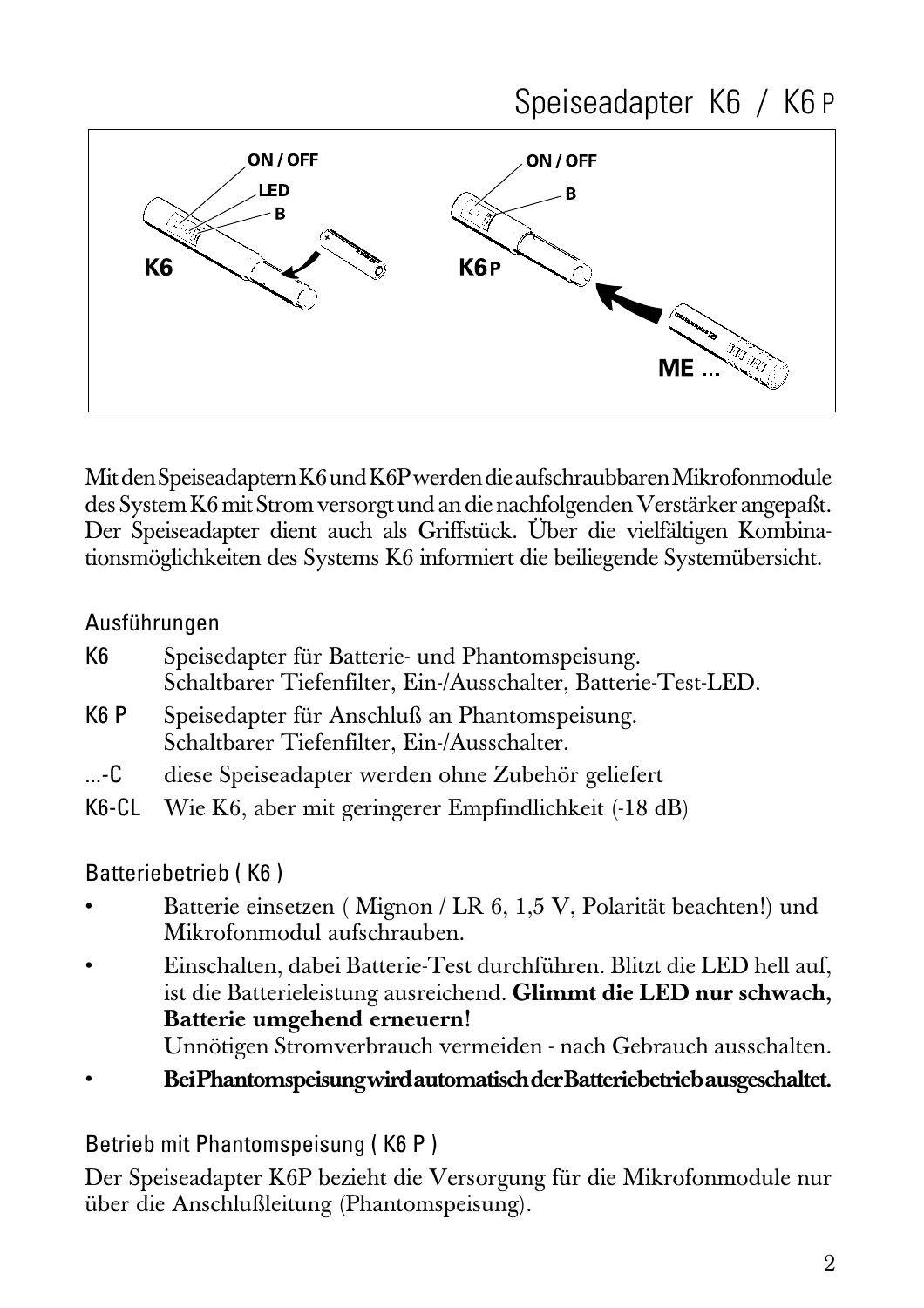# Speiseadapter K6 / K6 P

Mit den Speiseadaptern K6 und K6P werden die aufschraubbaren Mikrofonmodule des System K6 mit Strom versorgt und an die nachfolgenden Verstärker angepaßt. Der Speiseadapter dient auch als Griffstück. Über die vielfältigen Kombinationsmöglichkeiten des Systems K6 informiert die beiliegende Systemübersicht.

## Ausführungen

| | |
|---|---|
| K6 | Speisedapter für Batterie- und Phantomspeisung. Schaltbarer Tiefenfilter, Ein-/Ausschalter, Batterie-Test-LED. |
| K6 P | Speisedapter für Anschluß an Phantomspeisung. Schaltbarer Tiefenfilter, Ein-/Ausschalter. |
| ...-C | diese Speiseadapter werden ohne Zubehör geliefert |
| K6-CL | Wie K6, aber mit geringerer Empfindlichkeit (-18 dB) |

## Batteriebetrieb ( K6 )

- Batterie einsetzen ( Mignon / LR 6, 1,5 V, Polarität beachten!) und Mikrofonmodul aufschrauben.
- Einschalten, dabei Batterie-Test durchführen. Blitzt die LED hell auf, ist die Batterieleistung ausreichend. **Glimmt die LED nur schwach, Batterie umgehend erneuern!**
  Unnötigen Stromverbrauch vermeiden - nach Gebrauch ausschalten.
- **Bei Phantomspeisung wird automatisch der Batteriebetrieb ausgeschaltet.**

## Betrieb mit Phantomspeisung ( K6 P )

Der Speiseadapter K6P bezieht die Versorgung für die Mikrofonmodule nur über die Anschlußleitung (Phantomspeisung).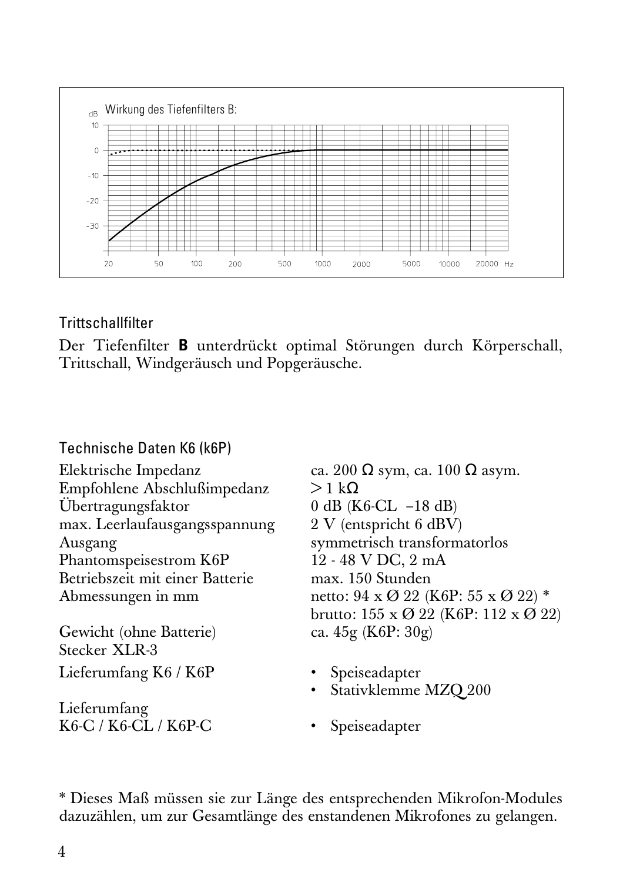Wirkung des Tiefenfilters B:

### Trittschallfilter

Der Tiefenfilter **B** unterdrückt optimal Störungen durch Körperschall, Trittschall, Windgeräusch und Popgeräusche.

### Technische Daten K6 (k6P)

| | |
|---|---|
| Elektrische Impedanz | ca. 200 Ω sym, ca. 100 Ω asym. |
| Empfohlene Abschlußimpedanz | > 1 kΩ |
| Übertragungsfaktor | 0 dB (K6-CL −18 dB) |
| max. Leerlaufausgangsspannung | 2 V (entspricht 6 dBV) |
| Ausgang | symmetrisch transformatorlos |
| Phantomspeisestrom K6P | 12 - 48 V DC, 2 mA |
| Betriebszeit mit einer Batterie | max. 150 Stunden |
| Abmessungen in mm | netto: 94 x Ø 22 (K6P: 55 x Ø 22) * <br> brutto: 155 x Ø 22 (K6P: 112 x Ø 22) |
| Gewicht (ohne Batterie) | ca. 45g (K6P: 30g) |
| Stecker XLR-3 | |
| Lieferumfang K6 / K6P | • Speiseadapter <br> • Stativklemme MZQ 200 |
| Lieferumfang K6-C / K6-CL / K6P-C | • Speiseadapter |

* Dieses Maß müssen sie zur Länge des entsprechenden Mikrofon-Modules dazuzählen, um zur Gesamtlänge des enstandenen Mikrofones zu gelangen.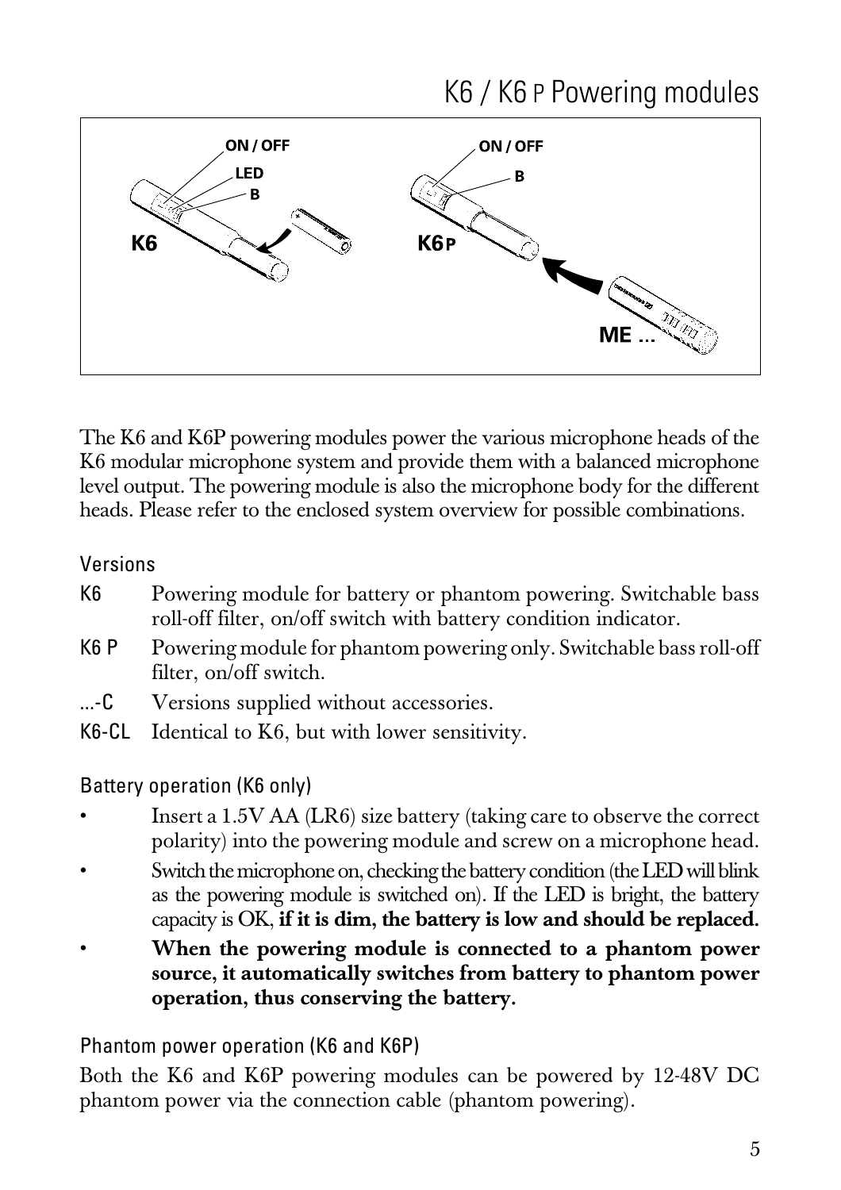# K6 / K6 P Powering modules

The K6 and K6P powering modules power the various microphone heads of the K6 modular microphone system and provide them with a balanced microphone level output. The powering module is also the microphone body for the different heads. Please refer to the enclosed system overview for possible combinations.

## Versions

- **K6** Powering module for battery or phantom powering. Switchable bass roll-off filter, on/off switch with battery condition indicator.
- **K6 P** Powering module for phantom powering only. Switchable bass roll-off filter, on/off switch.
- **...-C** Versions supplied without accessories.
- **K6-CL** Identical to K6, but with lower sensitivity.

## Battery operation (K6 only)

- Insert a 1.5V AA (LR6) size battery (taking care to observe the correct polarity) into the powering module and screw on a microphone head.
- Switch the microphone on, checking the battery condition (the LED will blink as the powering module is switched on). If the LED is bright, the battery capacity is OK, **if it is dim, the battery is low and should be replaced.**
- **When the powering module is connected to a phantom power source, it automatically switches from battery to phantom power operation, thus conserving the battery.**

## Phantom power operation (K6 and K6P)

Both the K6 and K6P powering modules can be powered by 12-48V DC phantom power via the connection cable (phantom powering).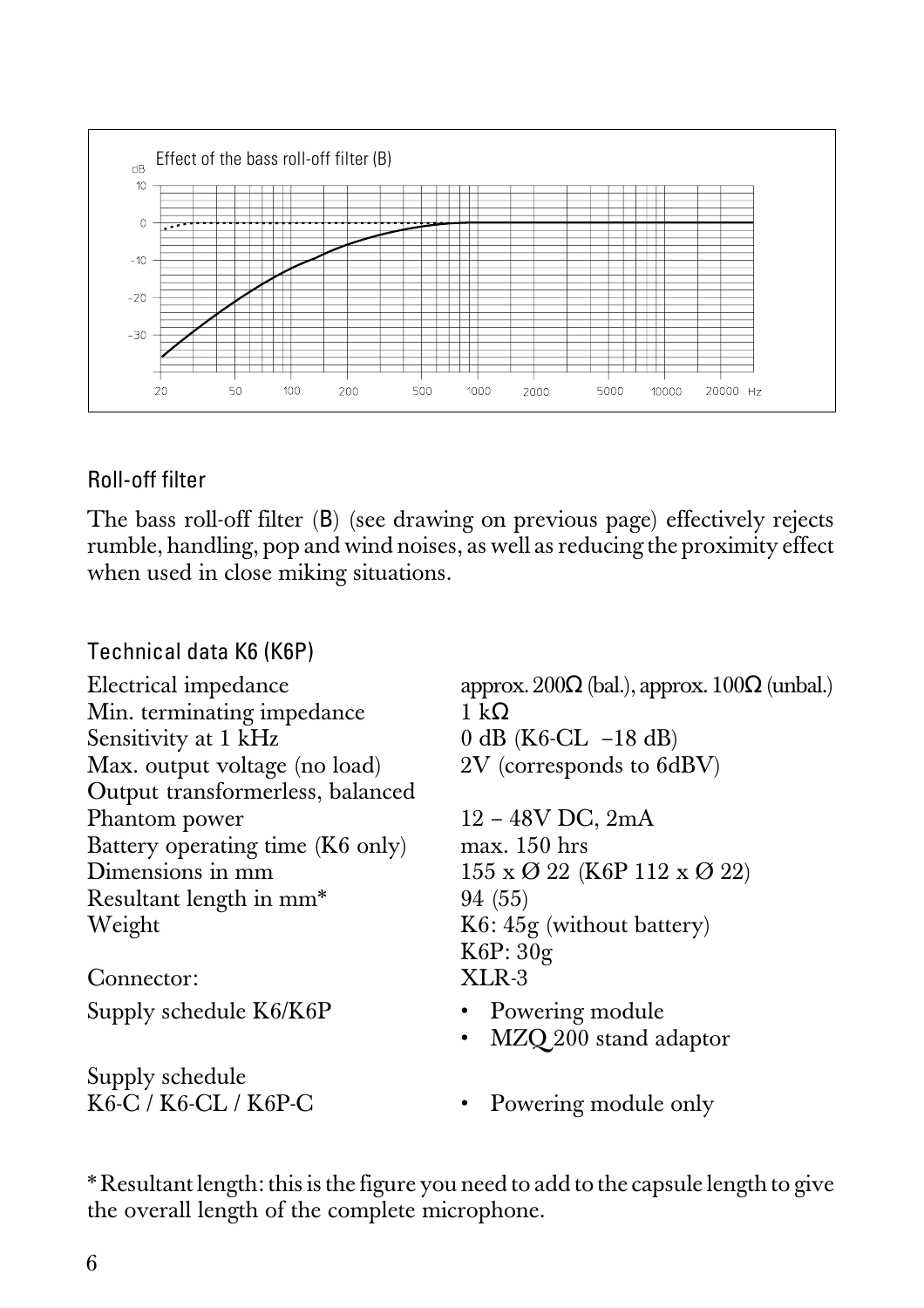Effect of the bass roll-off filter (B)

## Roll-off filter

The bass roll-off filter (B) (see drawing on previous page) effectively rejects rumble, handling, pop and wind noises, as well as reducing the proximity effect when used in close miking situations.

## Technical data K6 (K6P)

| | |
|---|---|
| Electrical impedance | approx. 200Ω (bal.), approx. 100Ω (unbal.) |
| Min. terminating impedance | 1 kΩ |
| Sensitivity at 1 kHz | 0 dB (K6-CL −18 dB) |
| Max. output voltage (no load) | 2V (corresponds to 6dBV) |
| Output transformerless, balanced | |
| Phantom power | 12 – 48V DC, 2mA |
| Battery operating time (K6 only) | max. 150 hrs |
| Dimensions in mm | 155 x Ø 22 (K6P 112 x Ø 22) |
| Resultant length in mm* | 94 (55) |
| Weight | K6: 45g (without battery)<br>K6P: 30g |
| Connector: | XLR-3 |
| Supply schedule K6/K6P | • Powering module<br>• MZQ 200 stand adaptor |
| Supply schedule K6-C / K6-CL / K6P-C | • Powering module only |

* Resultant length: this is the figure you need to add to the capsule length to give the overall length of the complete microphone.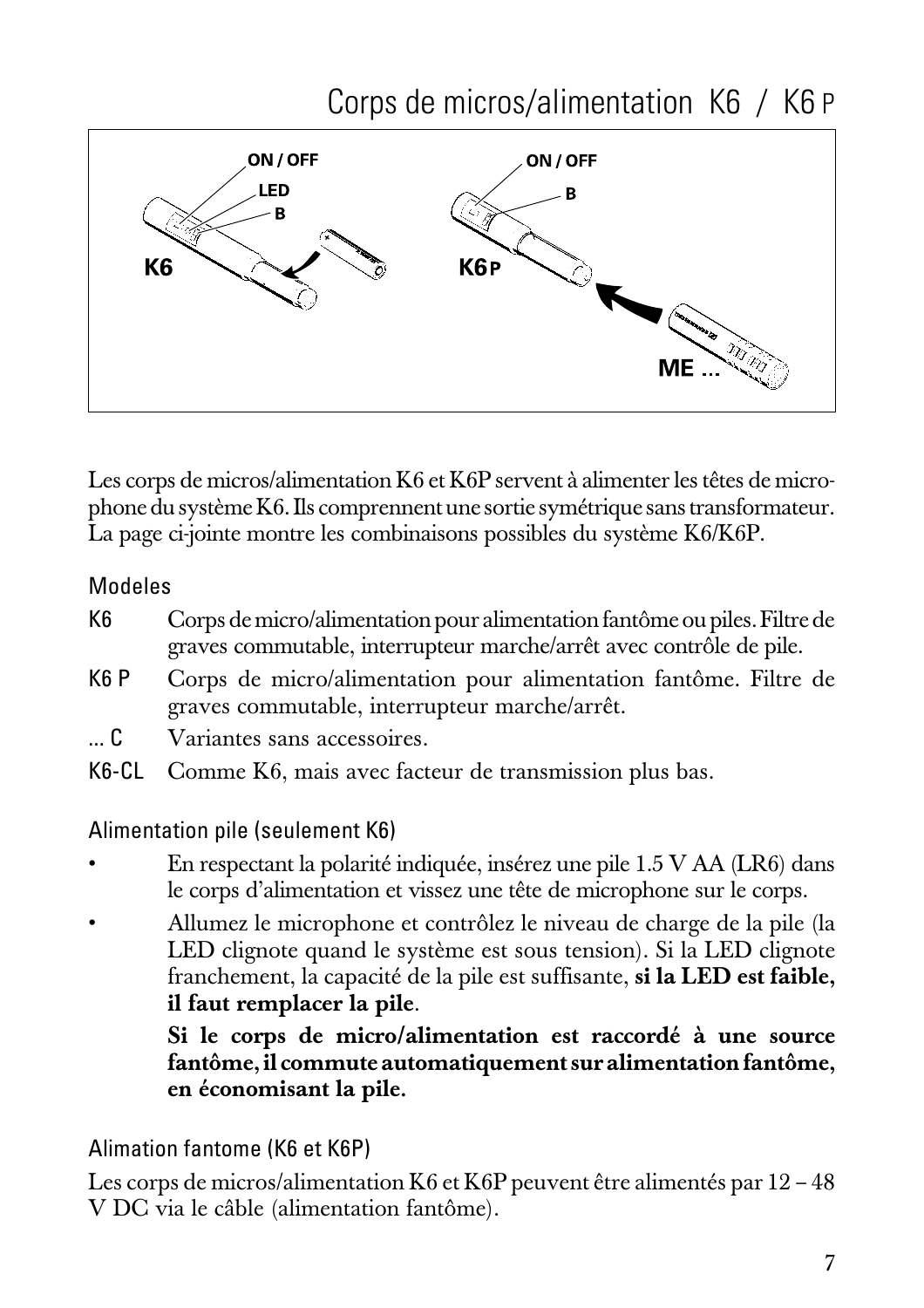# Corps de micros/alimentation K6 / K6 P

Les corps de micros/alimentation K6 et K6P servent à alimenter les têtes de microphone du système K6. Ils comprennent une sortie symétrique sans transformateur. La page ci-jointe montre les combinaisons possibles du système K6/K6P.

## Modeles

- **K6** Corps de micro/alimentation pour alimentation fantôme ou piles. Filtre de graves commutable, interrupteur marche/arrêt avec contrôle de pile.
- **K6 P** Corps de micro/alimentation pour alimentation fantôme. Filtre de graves commutable, interrupteur marche/arrêt.
- **... C** Variantes sans accessoires.
- **K6-CL** Comme K6, mais avec facteur de transmission plus bas.

## Alimentation pile (seulement K6)

- En respectant la polarité indiquée, insérez une pile 1.5 V AA (LR6) dans le corps d'alimentation et vissez une tête de microphone sur le corps.
- Allumez le microphone et contrôlez le niveau de charge de la pile (la LED clignote quand le système est sous tension). Si la LED clignote franchement, la capacité de la pile est suffisante, **si la LED est faible, il faut remplacer la pile**.

  **Si le corps de micro/alimentation est raccordé à une source fantôme, il commute automatiquement sur alimentation fantôme, en économisant la pile.**

## Alimation fantome (K6 et K6P)

Les corps de micros/alimentation K6 et K6P peuvent être alimentés par 12 – 48 V DC via le câble (alimentation fantôme).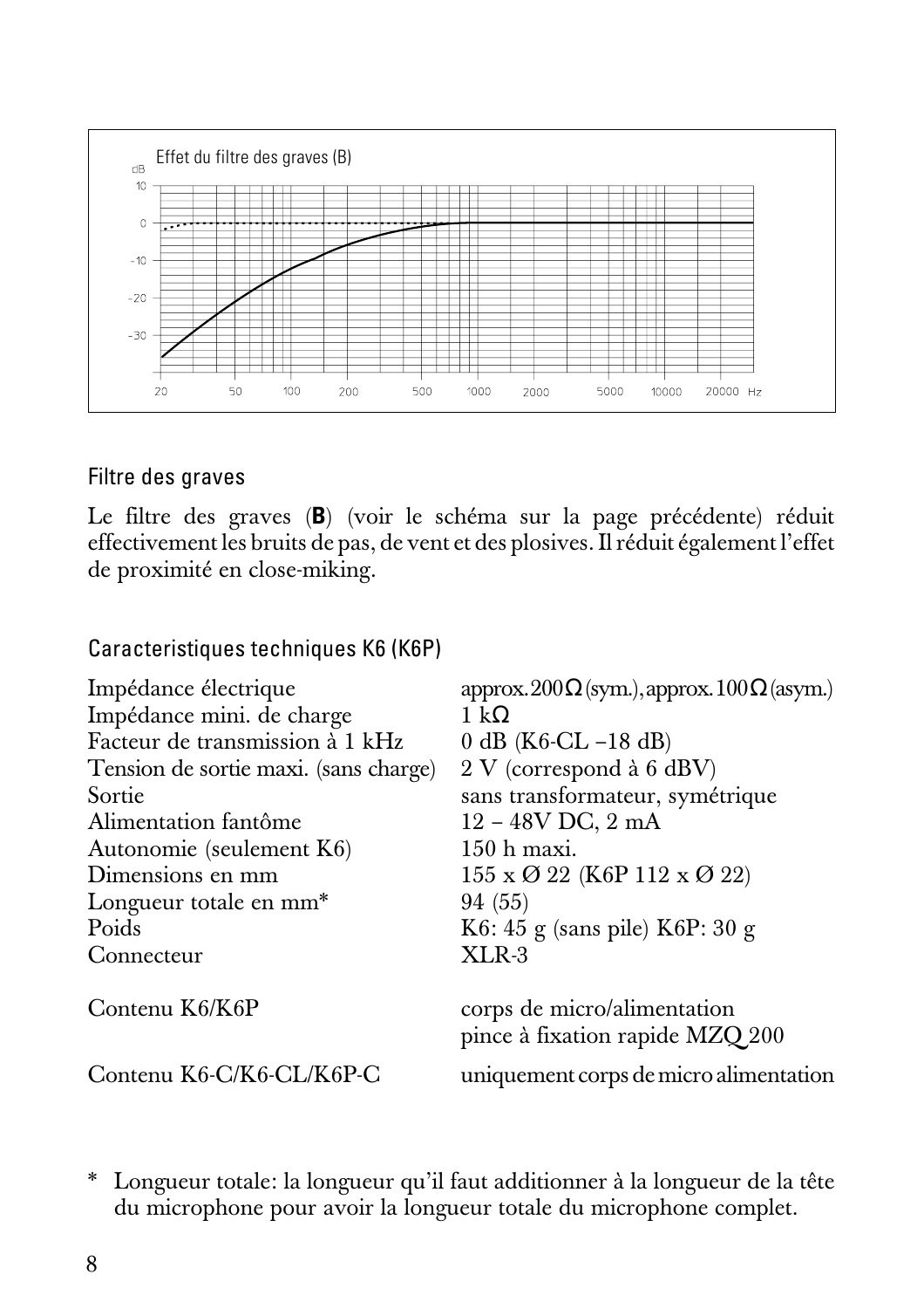Effet du filtre des graves (B)

## Filtre des graves

Le filtre des graves (**B**) (voir le schéma sur la page précédente) réduit effectivement les bruits de pas, de vent et des plosives. Il réduit également l'effet de proximité en close-miking.

## Caracteristiques techniques K6 (K6P)

| | |
|---|---|
| Impédance électrique | approx. 200 Ω (sym.), approx. 100 Ω (asym.) |
| Impédance mini. de charge | 1 kΩ |
| Facteur de transmission à 1 kHz | 0 dB (K6-CL –18 dB) |
| Tension de sortie maxi. (sans charge) | 2 V (correspond à 6 dBV) |
| Sortie | sans transformateur, symétrique |
| Alimentation fantôme | 12 – 48V DC, 2 mA |
| Autonomie (seulement K6) | 150 h maxi. |
| Dimensions en mm | 155 x Ø 22 (K6P 112 x Ø 22) |
| Longueur totale en mm* | 94 (55) |
| Poids | K6: 45 g (sans pile) K6P: 30 g |
| Connecteur | XLR-3 |
| Contenu K6/K6P | corps de micro/alimentation<br>pince à fixation rapide MZQ 200 |
| Contenu K6-C/K6-CL/K6P-C | uniquement corps de micro alimentation |

\* Longueur totale: la longueur qu'il faut additionner à la longueur de la tête du microphone pour avoir la longueur totale du microphone complet.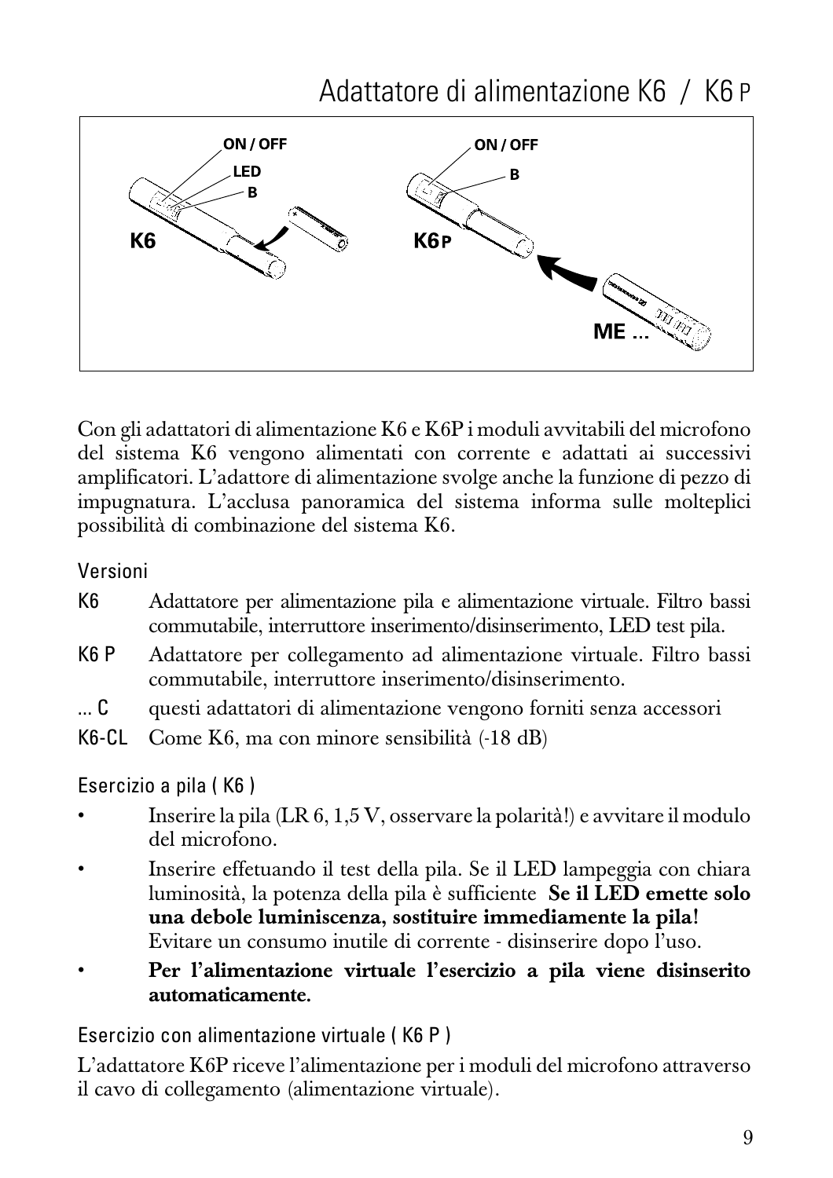# Adattatore di alimentazione K6 / K6 P

ON / OFF
LED
B
K6

ON / OFF
B
K6P

ME ...

Con gli adattatori di alimentazione K6 e K6P i moduli avvitabili del microfono del sistema K6 vengono alimentati con corrente e adattati ai successivi amplificatori. L'adattore di alimentazione svolge anche la funzione di pezzo di impugnatura. L'acclusa panoramica del sistema informa sulle molteplici possibilità di combinazione del sistema K6.

## Versioni

- **K6** Adattatore per alimentazione pila e alimentazione virtuale. Filtro bassi commutabile, interruttore inserimento/disinserimento, LED test pila.
- **K6 P** Adattatore per collegamento ad alimentazione virtuale. Filtro bassi commutabile, interruttore inserimento/disinserimento.
- **... C** questi adattatori di alimentazione vengono forniti senza accessori
- **K6-CL** Come K6, ma con minore sensibilità (-18 dB)

## Esercizio a pila ( K6 )

- Inserire la pila (LR 6, 1,5 V, osservare la polarità!) e avvitare il modulo del microfono.
- Inserire effetuando il test della pila. Se il LED lampeggia con chiara luminosità, la potenza della pila è sufficiente **Se il LED emette solo una debole luminiscenza, sostituire immediamente la pila!** Evitare un consumo inutile di corrente - disinserire dopo l'uso.
- **Per l'alimentazione virtuale l'esercizio a pila viene disinserito automaticamente.**

## Esercizio con alimentazione virtuale ( K6 P )

L'adattatore K6P riceve l'alimentazione per i moduli del microfono attraverso il cavo di collegamento (alimentazione virtuale).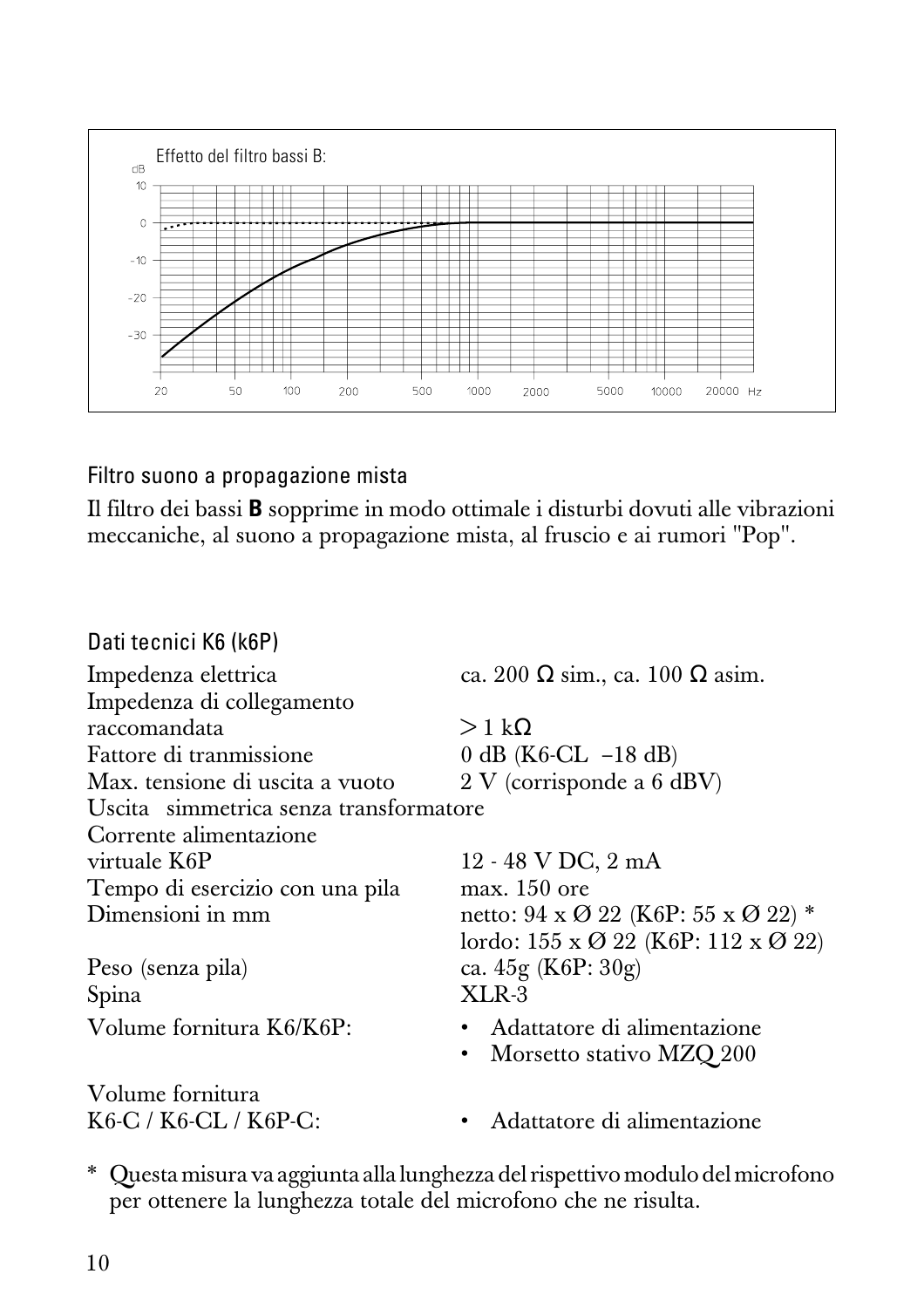Effetto del filtro bassi B:

## Filtro suono a propagazione mista

Il filtro dei bassi **B** sopprime in modo ottimale i disturbi dovuti alle vibrazioni meccaniche, al suono a propagazione mista, al fruscio e ai rumori "Pop".

## Dati tecnici K6 (k6P)

| | |
|---|---|
| Impedenza elettrica | ca. 200 Ω sim., ca. 100 Ω asim. |
| Impedenza di collegamento raccomandata | > 1 kΩ |
| Fattore di tranmissione | 0 dB (K6-CL −18 dB) |
| Max. tensione di uscita a vuoto | 2 V (corrisponde a 6 dBV) |
| Uscita simmetrica senza transformatore | |
| Corrente alimentazione virtuale K6P | 12 - 48 V DC, 2 mA |
| Tempo di esercizio con una pila | max. 150 ore |
| Dimensioni in mm | netto: 94 x Ø 22 (K6P: 55 x Ø 22) * <br> lordo: 155 x Ø 22 (K6P: 112 x Ø 22) |
| Peso (senza pila) | ca. 45g (K6P: 30g) |
| Spina | XLR-3 |
| Volume fornitura K6/K6P: | • Adattatore di alimentazione <br> • Morsetto stativo MZQ 200 |
| Volume fornitura K6-C / K6-CL / K6P-C: | • Adattatore di alimentazione |

* Questa misura va aggiunta alla lunghezza del rispettivo modulo del microfono per ottenere la lunghezza totale del microfono che ne risulta.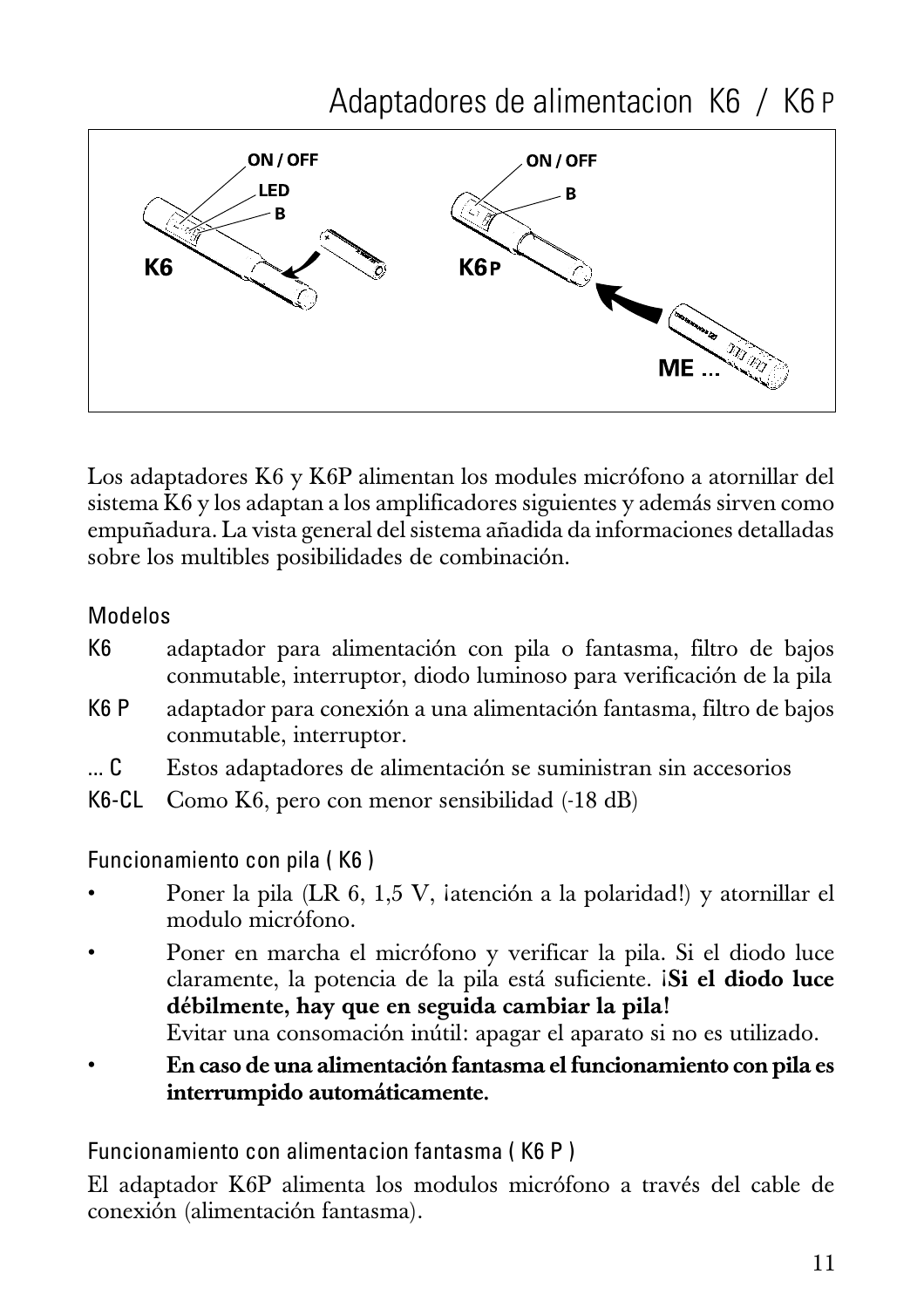# Adaptadores de alimentacion K6 / K6 P

Los adaptadores K6 y K6P alimentan los modules micrófono a atornillar del sistema K6 y los adaptan a los amplificadores siguientes y además sirven como empuñadura. La vista general del sistema añadida da informaciones detalladas sobre los multibles posibilidades de combinación.

## Modelos

- **K6** adaptador para alimentación con pila o fantasma, filtro de bajos conmutable, interruptor, diodo luminoso para verificación de la pila
- **K6 P** adaptador para conexión a una alimentación fantasma, filtro de bajos conmutable, interruptor.
- **... C** Estos adaptadores de alimentación se suministran sin accesorios
- **K6-CL** Como K6, pero con menor sensibilidad (-18 dB)

## Funcionamiento con pila ( K6 )

- Poner la pila (LR 6, 1,5 V, ¡atención a la polaridad!) y atornillar el modulo micrófono.
- Poner en marcha el micrófono y verificar la pila. Si el diodo luce claramente, la potencia de la pila está suficiente. **¡Si el diodo luce débilmente, hay que en seguida cambiar la pila!**
  Evitar una consomación inútil: apagar el aparato si no es utilizado.
- **En caso de una alimentación fantasma el funcionamiento con pila es interrumpido automáticamente.**

## Funcionamiento con alimentacion fantasma ( K6 P )

El adaptador K6P alimenta los modulos micrófono a través del cable de conexión (alimentación fantasma).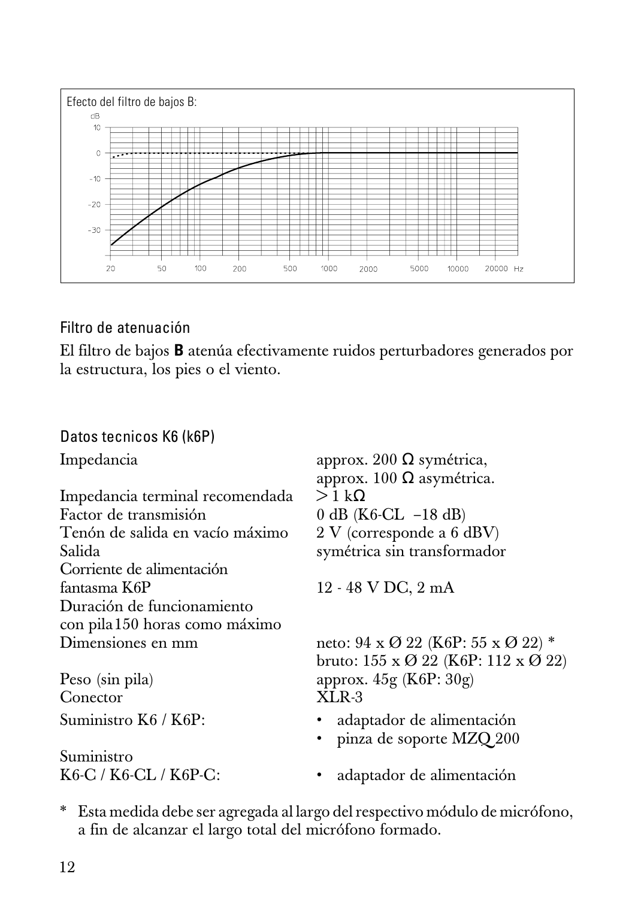Efecto del filtro de bajos B:

### Filtro de atenuación

El filtro de bajos **B** atenúa efectivamente ruidos perturbadores generados por la estructura, los pies o el viento.

### Datos tecnicos K6 (k6P)

| | |
|---|---|
| Impedancia | approx. 200 Ω symétrica,<br>approx. 100 Ω asymétrica. |
| Impedancia terminal recomendada | > 1 kΩ |
| Factor de transmisión | 0 dB (K6-CL –18 dB) |
| Tenón de salida en vacío máximo | 2 V (corresponde a 6 dBV) |
| Salida | symétrica sin transformador |
| Corriente de alimentación fantasma K6P | 12 - 48 V DC, 2 mA |
| Duración de funcionamiento con pila150 horas como máximo | |
| Dimensiones en mm | neto: 94 x Ø 22 (K6P: 55 x Ø 22) *<br>bruto: 155 x Ø 22 (K6P: 112 x Ø 22) |
| Peso (sin pila) | approx. 45g (K6P: 30g) |
| Conector | XLR-3 |
| Suministro K6 / K6P: | • adaptador de alimentación<br>• pinza de soporte MZQ 200 |
| Suministro K6-C / K6-CL / K6P-C: | • adaptador de alimentación |

\* Esta medida debe ser agregada al largo del respectivo módulo de micrófono, a fin de alcanzar el largo total del micrófono formado.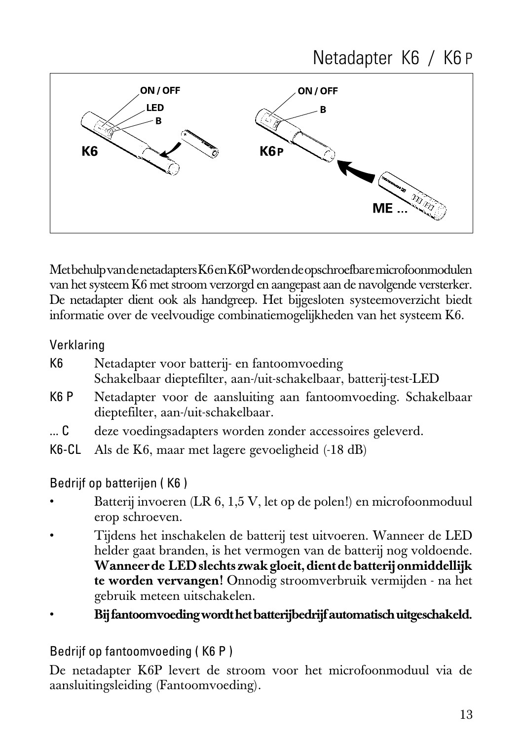# Netadapter K6 / K6 P

Met behulp van de netadapters K6 en K6P worden de opschroefbare microfoonmodulen van het systeem K6 met stroom verzorgd en aangepast aan de navolgende versterker. De netadapter dient ook als handgreep. Het bijgesloten systeemoverzicht biedt informatie over de veelvoudige combinatiemogelijkheden van het systeem K6.

## Verklaring

- **K6** Netadapter voor batterij- en fantoomvoeding
  Schakelbaar dieptefilter, aan-/uit-schakelbaar, batterij-test-LED
- **K6 P** Netadapter voor de aansluiting aan fantoomvoeding. Schakelbaar dieptefilter, aan-/uit-schakelbaar.
- **... C** deze voedingsadapters worden zonder accessoires geleverd.
- **K6-CL** Als de K6, maar met lagere gevoeligheid (-18 dB)

## Bedrijf op batterijen ( K6 )

- Batterij invoeren (LR 6, 1,5 V, let op de polen!) en microfoonmoduul erop schroeven.
- Tijdens het inschakelen de batterij test uitvoeren. Wanneer de LED helder gaat branden, is het vermogen van de batterij nog voldoende. **Wanneer de LED slechts zwak gloeit, dient de batterij onmiddellijk te worden vervangen!** Onnodig stroomverbruik vermijden - na het gebruik meteen uitschakelen.
- **Bij fantoomvoeding wordt het batterijbedrijf automatisch uitgeschakeld.**

## Bedrijf op fantoomvoeding ( K6 P )

De netadapter K6P levert de stroom voor het microfoonmoduul via de aansluitingsleiding (Fantoomvoeding).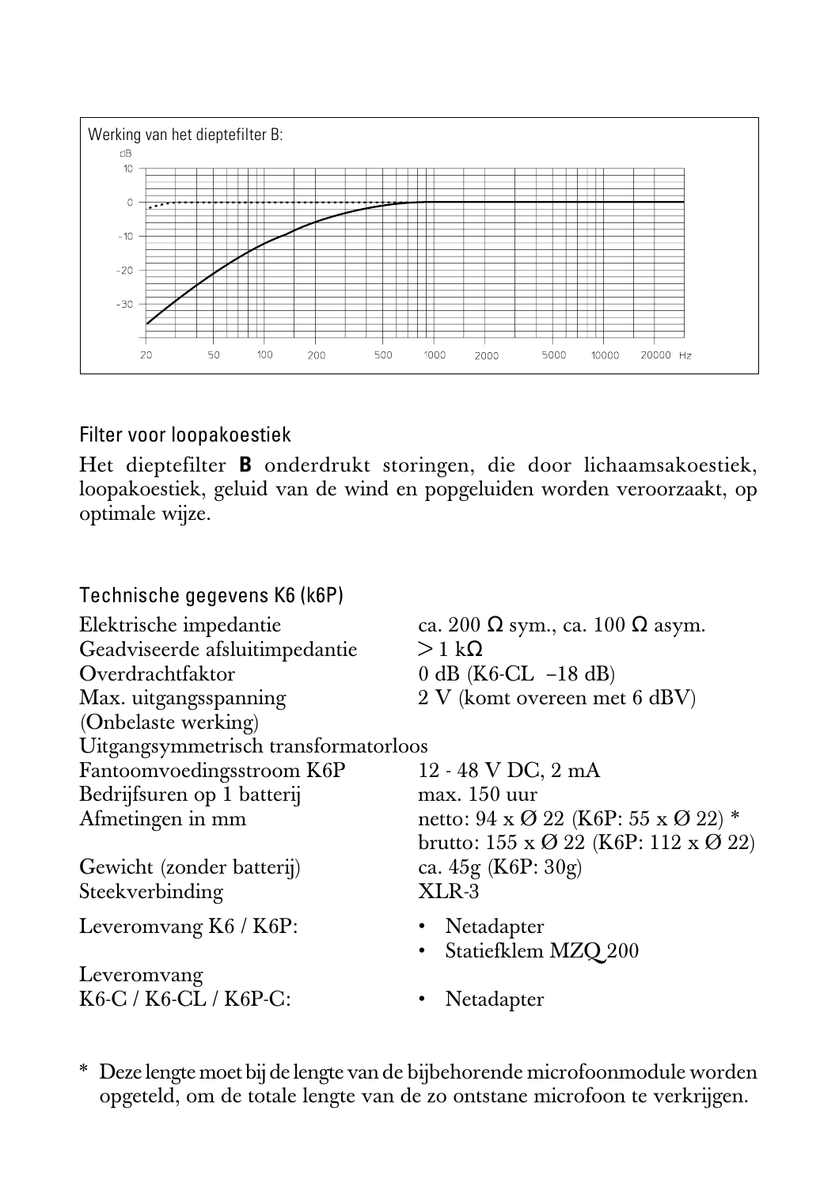Werking van het dieptefilter B:

## Filter voor loopakoestiek

Het dieptefilter **B** onderdrukt storingen, die door lichaamsakoestiek, loopakoestiek, geluid van de wind en popgeluiden worden veroorzaakt, op optimale wijze.

## Technische gegevens K6 (k6P)

| | |
|---|---|
| Elektrische impedantie | ca. 200 Ω sym., ca. 100 Ω asym. |
| Geadviseerde afsluitimpedantie | > 1 kΩ |
| Overdrachtfaktor | 0 dB (K6-CL −18 dB) |
| Max. uitgangsspanning (Onbelaste werking) | 2 V (komt overeen met 6 dBV) |
| Uitgangsymmetrisch transformatorloos | |
| Fantoomvoedingsstroom K6P | 12 - 48 V DC, 2 mA |
| Bedrijfsuren op 1 batterij | max. 150 uur |
| Afmetingen in mm | netto: 94 x Ø 22 (K6P: 55 x Ø 22) * brutto: 155 x Ø 22 (K6P: 112 x Ø 22) |
| Gewicht (zonder batterij) | ca. 45g (K6P: 30g) |
| Steekverbinding | XLR-3 |

Leveromvang K6 / K6P:
- Netadapter
- Statiefklem MZQ 200

Leveromvang K6-C / K6-CL / K6P-C:
- Netadapter

\* Deze lengte moet bij de lengte van de bijbehorende microfoonmodule worden opgeteld, om de totale lengte van de zo ontstane microfoon te verkrijgen.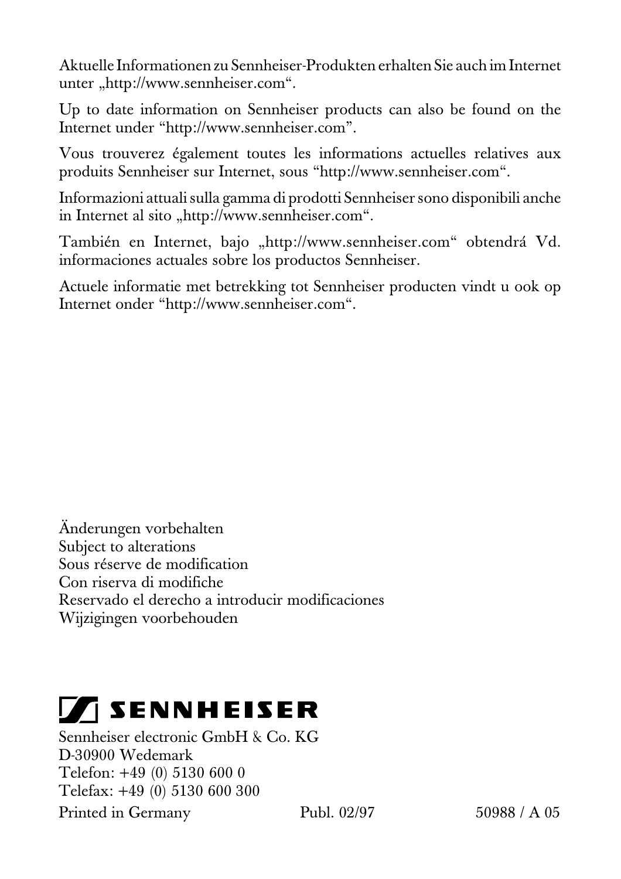Aktuelle Informationen zu Sennheiser-Produkten erhalten Sie auch im Internet unter „http://www.sennheiser.com".

Up to date information on Sennheiser products can also be found on the Internet under "http://www.sennheiser.com".

Vous trouverez également toutes les informations actuelles relatives aux produits Sennheiser sur Internet, sous "http://www.sennheiser.com".

Informazioni attuali sulla gamma di prodotti Sennheiser sono disponibili anche in Internet al sito „http://www.sennheiser.com".

También en Internet, bajo „http://www.sennheiser.com" obtendrá Vd. informaciones actuales sobre los productos Sennheiser.

Actuele informatie met betrekking tot Sennheiser producten vindt u ook op Internet onder "http://www.sennheiser.com".

Änderungen vorbehalten
Subject to alterations
Sous réserve de modification
Con riserva di modifiche
Reservado el derecho a introducir modificaciones
Wijzigingen voorbehouden

SENNHEISER

Sennheiser electronic GmbH & Co. KG
D-30900 Wedemark
Telefon: +49 (0) 5130 600 0
Telefax: +49 (0) 5130 600 300

Printed in Germany Publ. 02/97 50988 / A 05